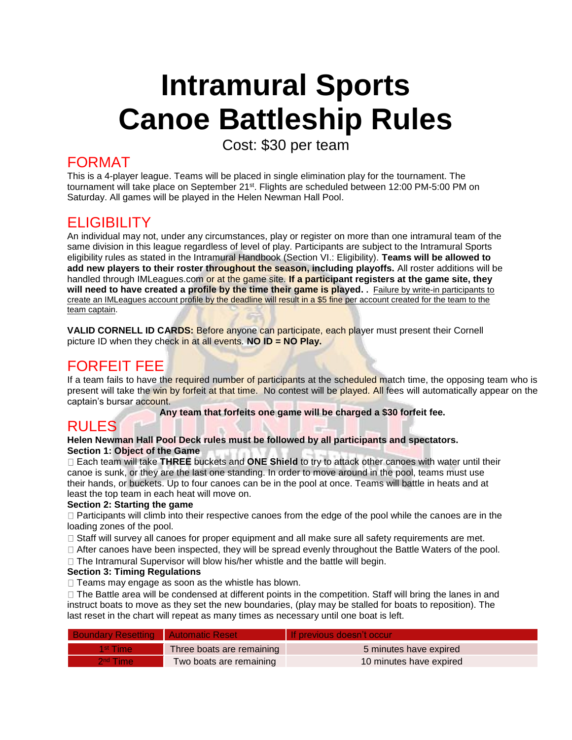# Intramural Sports
# Canoe Battleship Rules

Cost: $30 per team

## FORMAT

This is a 4-player league. Teams will be placed in single elimination play for the tournament. The tournament will take place on September 21st. Flights are scheduled between 12:00 PM-5:00 PM on Saturday. All games will be played in the Helen Newman Hall Pool.

## ELIGIBILITY

An individual may not, under any circumstances, play or register on more than one intramural team of the same division in this league regardless of level of play. Participants are subject to the Intramural Sports eligibility rules as stated in the Intramural Handbook (Section VI.: Eligibility). **Teams will be allowed to add new players to their roster throughout the season, including playoffs.** All roster additions will be handled through IMLeagues.com or at the game site. **If a participant registers at the game site, they will need to have created a profile by the time their game is played. .** Failure by write-in participants to create an IMLeagues account profile by the deadline will result in a $5 fine per account created for the team to the team captain.

**VALID CORNELL ID CARDS:** Before anyone can participate, each player must present their Cornell picture ID when they check in at all events. **NO ID = NO Play.**

## FORFEIT FEE

If a team fails to have the required number of participants at the scheduled match time, the opposing team who is present will take the win by forfeit at that time. No contest will be played. All fees will automatically appear on the captain's bursar account.

**Any team that forfeits one game will be charged a $30 forfeit fee.**

## RULES

**Helen Newman Hall Pool Deck rules must be followed by all participants and spectators.**

**Section 1: Object of the Game**

- Each team will take **THREE** buckets and **ONE Shield** to try to attack other canoes with water until their canoe is sunk, or they are the last one standing. In order to move around in the pool, teams must use their hands, or buckets. Up to four canoes can be in the pool at once. Teams will battle in heats and at least the top team in each heat will move on.

**Section 2: Starting the game**

- Participants will climb into their respective canoes from the edge of the pool while the canoes are in the loading zones of the pool.
- Staff will survey all canoes for proper equipment and all make sure all safety requirements are met.
- After canoes have been inspected, they will be spread evenly throughout the Battle Waters of the pool.
- The Intramural Supervisor will blow his/her whistle and the battle will begin.

**Section 3: Timing Regulations**

- Teams may engage as soon as the whistle has blown.
- The Battle area will be condensed at different points in the competition. Staff will bring the lanes in and instruct boats to move as they set the new boundaries, (play may be stalled for boats to reposition). The last reset in the chart will repeat as many times as necessary until one boat is left.

| Boundary Resetting | Automatic Reset | If previous doesn't occur |
|---|---|---|
| 1st Time | Three boats are remaining | 5 minutes have expired |
| 2nd Time | Two boats are remaining | 10 minutes have expired |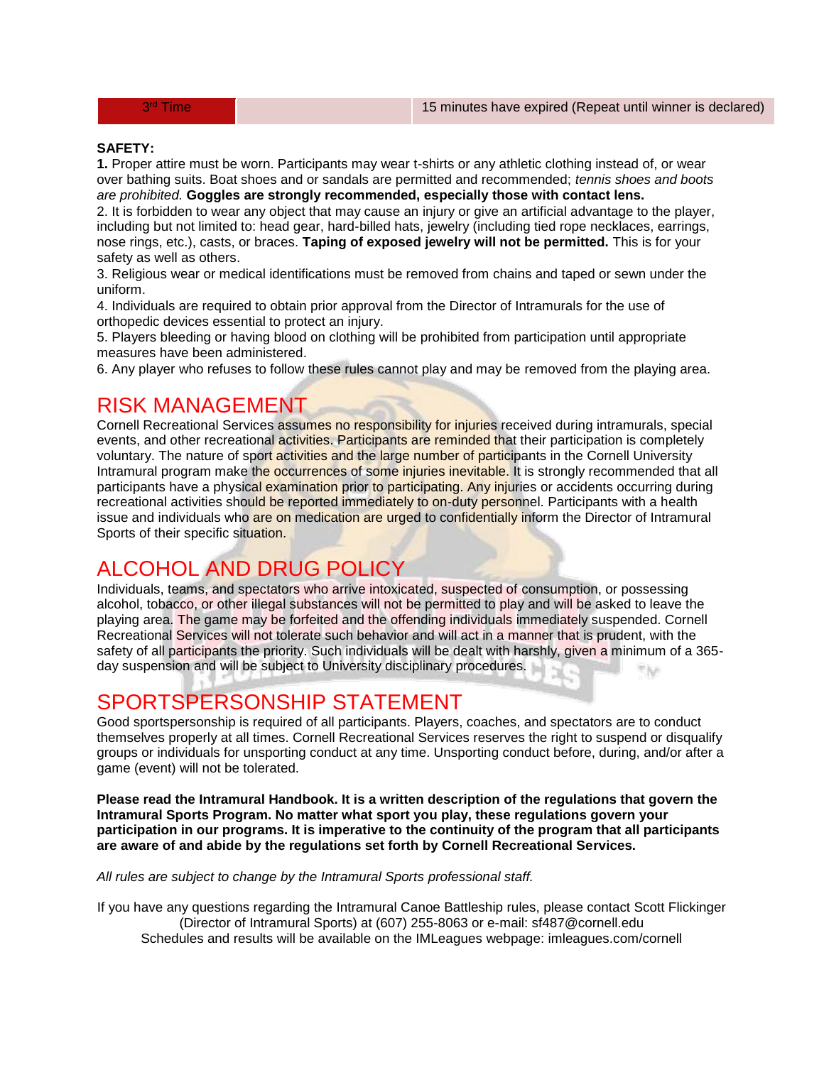| | | |
|---|---|---|
| 3rd Time | | 15 minutes have expired (Repeat until winner is declared) |

**SAFETY:**

**1.** Proper attire must be worn. Participants may wear t-shirts or any athletic clothing instead of, or wear over bathing suits. Boat shoes and or sandals are permitted and recommended; *tennis shoes and boots are prohibited.* **Goggles are strongly recommended, especially those with contact lens.**

2. It is forbidden to wear any object that may cause an injury or give an artificial advantage to the player, including but not limited to: head gear, hard-billed hats, jewelry (including tied rope necklaces, earrings, nose rings, etc.), casts, or braces. **Taping of exposed jewelry will not be permitted.** This is for your safety as well as others.

3. Religious wear or medical identifications must be removed from chains and taped or sewn under the uniform.

4. Individuals are required to obtain prior approval from the Director of Intramurals for the use of orthopedic devices essential to protect an injury.

5. Players bleeding or having blood on clothing will be prohibited from participation until appropriate measures have been administered.

6. Any player who refuses to follow these rules cannot play and may be removed from the playing area.

## RISK MANAGEMENT

Cornell Recreational Services assumes no responsibility for injuries received during intramurals, special events, and other recreational activities. Participants are reminded that their participation is completely voluntary. The nature of sport activities and the large number of participants in the Cornell University Intramural program make the occurrences of some injuries inevitable. It is strongly recommended that all participants have a physical examination prior to participating. Any injuries or accidents occurring during recreational activities should be reported immediately to on-duty personnel. Participants with a health issue and individuals who are on medication are urged to confidentially inform the Director of Intramural Sports of their specific situation.

## ALCOHOL AND DRUG POLICY

Individuals, teams, and spectators who arrive intoxicated, suspected of consumption, or possessing alcohol, tobacco, or other illegal substances will not be permitted to play and will be asked to leave the playing area. The game may be forfeited and the offending individuals immediately suspended. Cornell Recreational Services will not tolerate such behavior and will act in a manner that is prudent, with the safety of all participants the priority. Such individuals will be dealt with harshly, given a minimum of a 365-day suspension and will be subject to University disciplinary procedures.

## SPORTSPERSONSHIP STATEMENT

Good sportspersonship is required of all participants. Players, coaches, and spectators are to conduct themselves properly at all times. Cornell Recreational Services reserves the right to suspend or disqualify groups or individuals for unsporting conduct at any time. Unsporting conduct before, during, and/or after a game (event) will not be tolerated.

**Please read the Intramural Handbook. It is a written description of the regulations that govern the Intramural Sports Program. No matter what sport you play, these regulations govern your participation in our programs. It is imperative to the continuity of the program that all participants are aware of and abide by the regulations set forth by Cornell Recreational Services.**

*All rules are subject to change by the Intramural Sports professional staff.*

If you have any questions regarding the Intramural Canoe Battleship rules, please contact Scott Flickinger (Director of Intramural Sports) at (607) 255-8063 or e-mail: sf487@cornell.edu
Schedules and results will be available on the IMLeagues webpage: imleagues.com/cornell